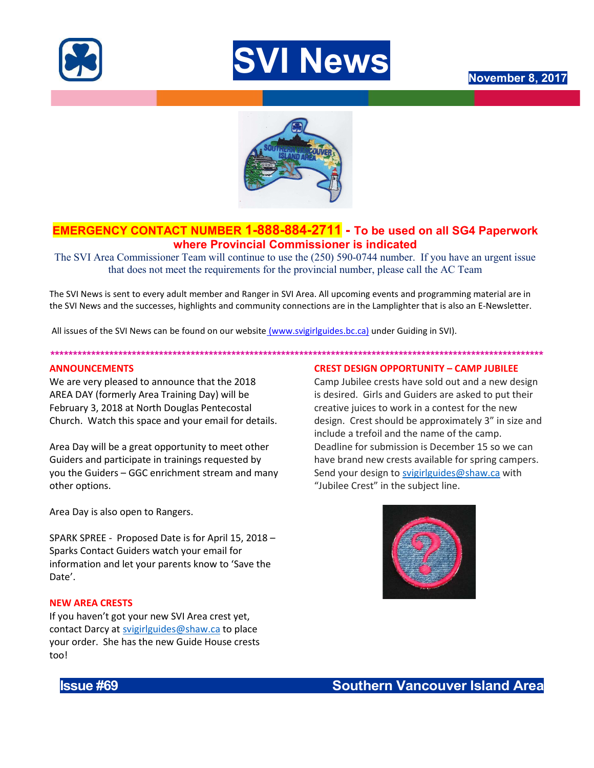# SVI News

**November 8, 2017**

**EMERGENCY CONTACT NUMBER 1-888-884-2711 - To be used on all SG4 Paperwork where Provincial Commissioner is indicated**

The SVI Area Commissioner Team will continue to use the (250) 590-0744 number. If you have an urgent issue that does not meet the requirements for the provincial number, please call the AC Team

The SVI News is sent to every adult member and Ranger in SVI Area. All upcoming events and programming material are in the SVI News and the successes, highlights and community connections are in the Lamplighter that is also an E-Newsletter.

All issues of the SVI News can be found on our website (www.svigirlguides.bc.ca) under Guiding in SVI).

***

## ANNOUNCEMENTS

We are very pleased to announce that the 2018 AREA DAY (formerly Area Training Day) will be February 3, 2018 at North Douglas Pentecostal Church. Watch this space and your email for details.

Area Day will be a great opportunity to meet other Guiders and participate in trainings requested by you the Guiders – GGC enrichment stream and many other options.

Area Day is also open to Rangers.

SPARK SPREE - Proposed Date is for April 15, 2018 – Sparks Contact Guiders watch your email for information and let your parents know to 'Save the Date'.

## NEW AREA CRESTS

If you haven't got your new SVI Area crest yet, contact Darcy at svigirlguides@shaw.ca to place your order. She has the new Guide House crests too!

## CREST DESIGN OPPORTUNITY – CAMP JUBILEE

Camp Jubilee crests have sold out and a new design is desired. Girls and Guiders are asked to put their creative juices to work in a contest for the new design. Crest should be approximately 3" in size and include a trefoil and the name of the camp. Deadline for submission is December 15 so we can have brand new crests available for spring campers. Send your design to svigirlguides@shaw.ca with "Jubilee Crest" in the subject line.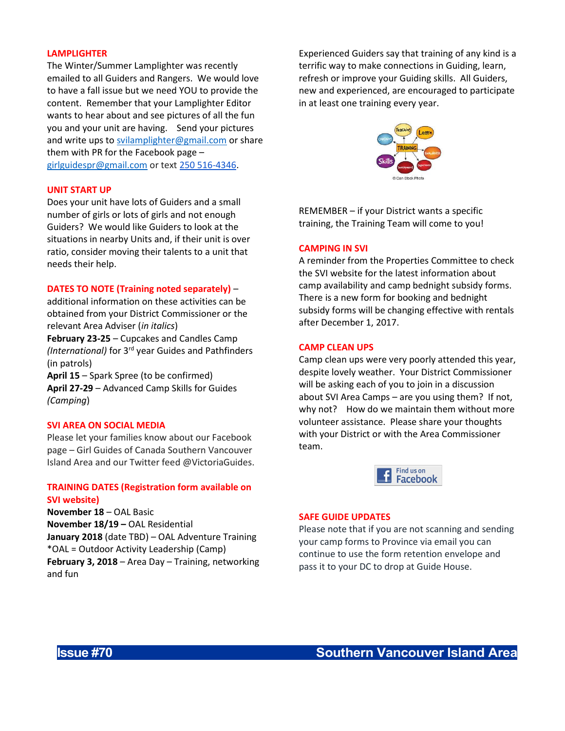## LAMPLIGHTER

The Winter/Summer Lamplighter was recently emailed to all Guiders and Rangers. We would love to have a fall issue but we need YOU to provide the content. Remember that your Lamplighter Editor wants to hear about and see pictures of all the fun you and your unit are having. Send your pictures and write ups to svilamplighter@gmail.com or share them with PR for the Facebook page – girlguidespr@gmail.com or text 250 516-4346.

## UNIT START UP

Does your unit have lots of Guiders and a small number of girls or lots of girls and not enough Guiders? We would like Guiders to look at the situations in nearby Units and, if their unit is over ratio, consider moving their talents to a unit that needs their help.

## DATES TO NOTE (Training noted separately) –

additional information on these activities can be obtained from your District Commissioner or the relevant Area Adviser (*in italics*)

**February 23-25** – Cupcakes and Candles Camp *(International)* for 3rd year Guides and Pathfinders (in patrols)

**April 15** – Spark Spree (to be confirmed)

**April 27-29** – Advanced Camp Skills for Guides *(Camping)*

## SVI AREA ON SOCIAL MEDIA

Please let your families know about our Facebook page – Girl Guides of Canada Southern Vancouver Island Area and our Twitter feed @VictoriaGuides.

## TRAINING DATES (Registration form available on SVI website)

**November 18** – OAL Basic

**November 18/19 –** OAL Residential

**January 2018** (date TBD) – OAL Adventure Training

*OAL = Outdoor Activity Leadership (Camp)

**February 3, 2018** – Area Day – Training, networking and fun

Experienced Guiders say that training of any kind is a terrific way to make connections in Guiding, learn, refresh or improve your Guiding skills. All Guiders, new and experienced, are encouraged to participate in at least one training every year.

REMEMBER – if your District wants a specific training, the Training Team will come to you!

## CAMPING IN SVI

A reminder from the Properties Committee to check the SVI website for the latest information about camp availability and camp bednight subsidy forms. There is a new form for booking and bednight subsidy forms will be changing effective with rentals after December 1, 2017.

## CAMP CLEAN UPS

Camp clean ups were very poorly attended this year, despite lovely weather. Your District Commissioner will be asking each of you to join in a discussion about SVI Area Camps – are you using them? If not, why not? How do we maintain them without more volunteer assistance. Please share your thoughts with your District or with the Area Commissioner team.

## SAFE GUIDE UPDATES

Please note that if you are not scanning and sending your camp forms to Province via email you can continue to use the form retention envelope and pass it to your DC to drop at Guide House.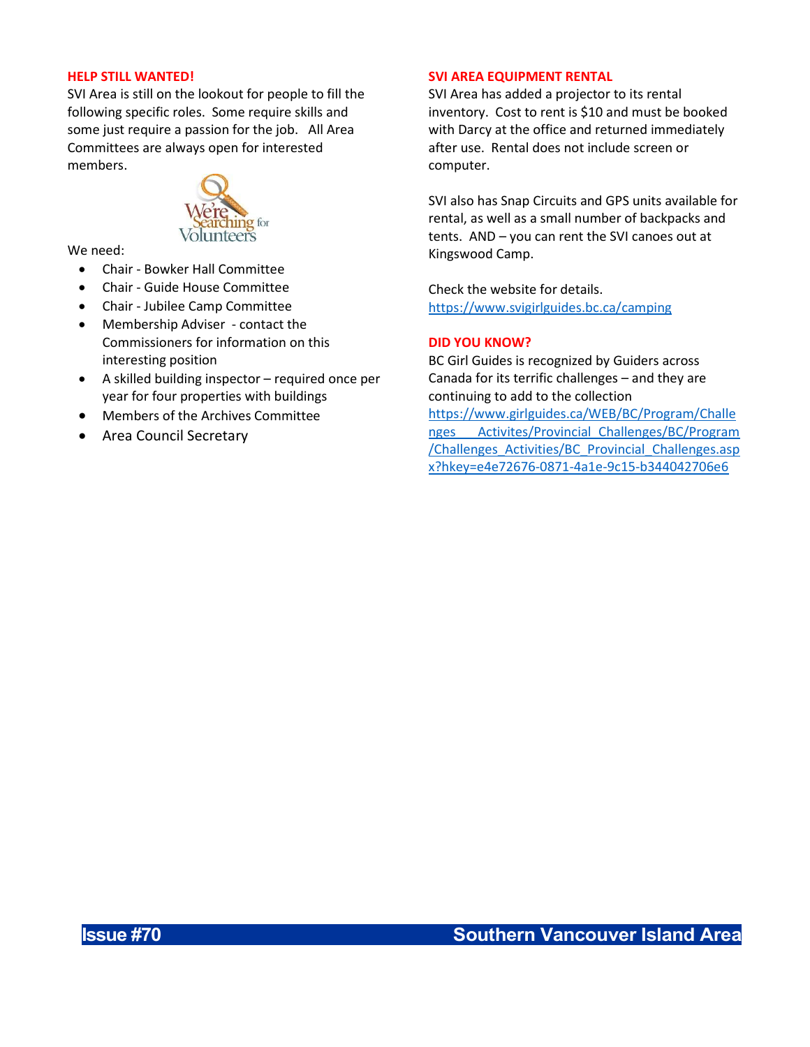### HELP STILL WANTED!

SVI Area is still on the lookout for people to fill the following specific roles. Some require skills and some just require a passion for the job. All Area Committees are always open for interested members.

We need:

- Chair - Bowker Hall Committee
- Chair - Guide House Committee
- Chair - Jubilee Camp Committee
- Membership Adviser - contact the Commissioners for information on this interesting position
- A skilled building inspector – required once per year for four properties with buildings
- Members of the Archives Committee
- Area Council Secretary

### SVI AREA EQUIPMENT RENTAL

SVI Area has added a projector to its rental inventory. Cost to rent is $10 and must be booked with Darcy at the office and returned immediately after use. Rental does not include screen or computer.

SVI also has Snap Circuits and GPS units available for rental, as well as a small number of backpacks and tents. AND – you can rent the SVI canoes out at Kingswood Camp.

Check the website for details.
https://www.svigirlguides.bc.ca/camping

### DID YOU KNOW?

BC Girl Guides is recognized by Guiders across Canada for its terrific challenges – and they are continuing to add to the collection
https://www.girlguides.ca/WEB/BC/Program/Challenges___Activites/Provincial_Challenges/BC/Program/Challenges_Activities/BC_Provincial_Challenges.aspx?hkey=e4e72676-0871-4a1e-9c15-b344042706e6